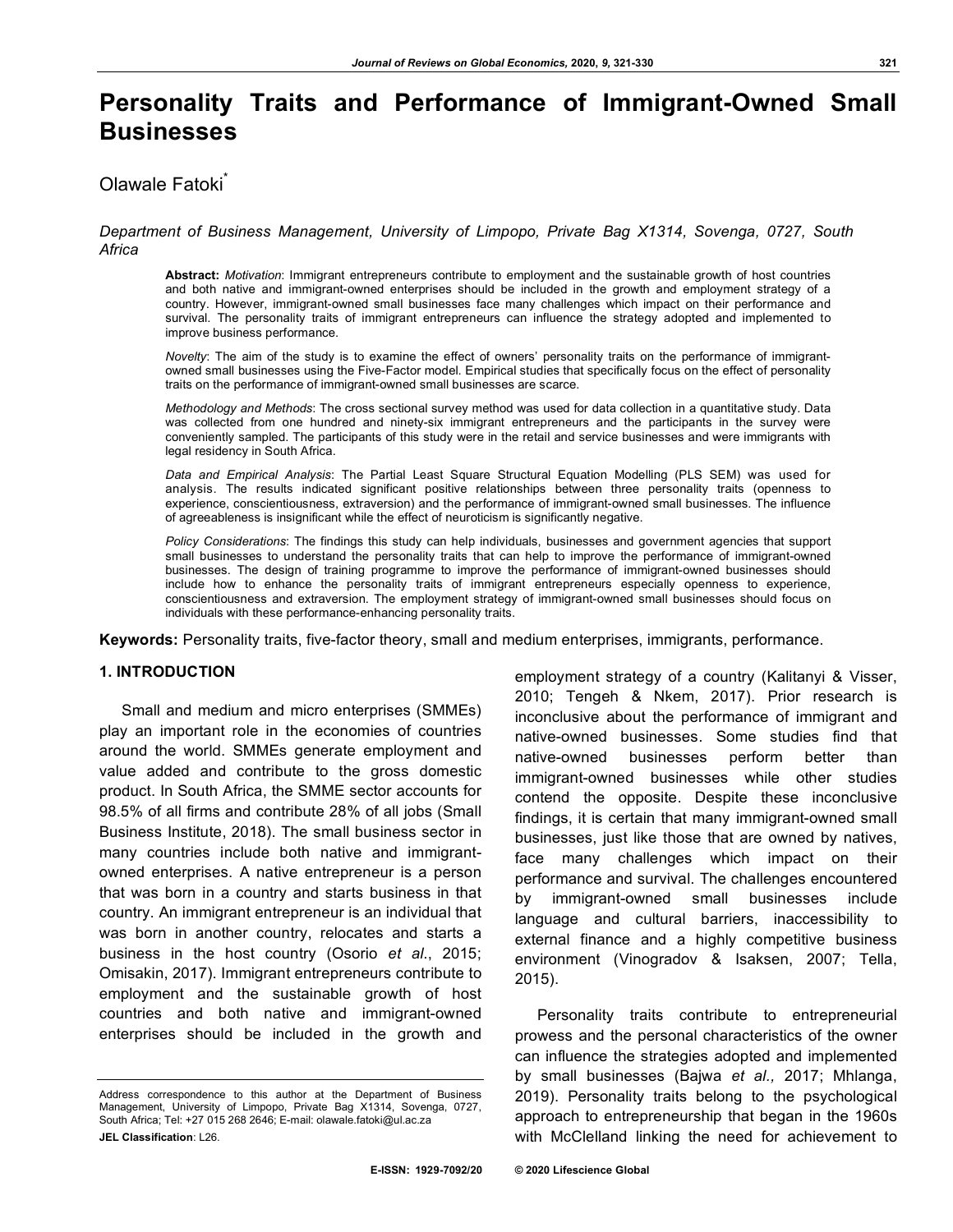# Personality Traits and Performance of Immigrant-Owned Small Businesses

Olawale Fatoki*

*Department of Business Management, University of Limpopo, Private Bag X1314, Sovenga, 0727, South Africa*

**Abstract:** *Motivation*: Immigrant entrepreneurs contribute to employment and the sustainable growth of host countries and both native and immigrant-owned enterprises should be included in the growth and employment strategy of a country. However, immigrant-owned small businesses face many challenges which impact on their performance and survival. The personality traits of immigrant entrepreneurs can influence the strategy adopted and implemented to improve business performance.

*Novelty*: The aim of the study is to examine the effect of owners' personality traits on the performance of immigrant-owned small businesses using the Five-Factor model. Empirical studies that specifically focus on the effect of personality traits on the performance of immigrant-owned small businesses are scarce.

*Methodology and Methods*: The cross sectional survey method was used for data collection in a quantitative study. Data was collected from one hundred and ninety-six immigrant entrepreneurs and the participants in the survey were conveniently sampled. The participants of this study were in the retail and service businesses and were immigrants with legal residency in South Africa.

*Data and Empirical Analysis*: The Partial Least Square Structural Equation Modelling (PLS SEM) was used for analysis. The results indicated significant positive relationships between three personality traits (openness to experience, conscientiousness, extraversion) and the performance of immigrant-owned small businesses. The influence of agreeableness is insignificant while the effect of neuroticism is significantly negative.

*Policy Considerations*: The findings this study can help individuals, businesses and government agencies that support small businesses to understand the personality traits that can help to improve the performance of immigrant-owned businesses. The design of training programme to improve the performance of immigrant-owned businesses should include how to enhance the personality traits of immigrant entrepreneurs especially openness to experience, conscientiousness and extraversion. The employment strategy of immigrant-owned small businesses should focus on individuals with these performance-enhancing personality traits.

**Keywords:** Personality traits, five-factor theory, small and medium enterprises, immigrants, performance.

## 1. INTRODUCTION

Small and medium and micro enterprises (SMMEs) play an important role in the economies of countries around the world. SMMEs generate employment and value added and contribute to the gross domestic product. In South Africa, the SMME sector accounts for 98.5% of all firms and contribute 28% of all jobs (Small Business Institute, 2018). The small business sector in many countries include both native and immigrant-owned enterprises. A native entrepreneur is a person that was born in a country and starts business in that country. An immigrant entrepreneur is an individual that was born in another country, relocates and starts a business in the host country (Osorio *et al*., 2015; Omisakin, 2017). Immigrant entrepreneurs contribute to employment and the sustainable growth of host countries and both native and immigrant-owned enterprises should be included in the growth and employment strategy of a country (Kalitanyi & Visser, 2010; Tengeh & Nkem, 2017). Prior research is inconclusive about the performance of immigrant and native-owned businesses. Some studies find that native-owned businesses perform better than immigrant-owned businesses while other studies contend the opposite. Despite these inconclusive findings, it is certain that many immigrant-owned small businesses, just like those that are owned by natives, face many challenges which impact on their performance and survival. The challenges encountered by immigrant-owned small businesses include language and cultural barriers, inaccessibility to external finance and a highly competitive business environment (Vinogradov & Isaksen, 2007; Tella, 2015).

Personality traits contribute to entrepreneurial prowess and the personal characteristics of the owner can influence the strategies adopted and implemented by small businesses (Bajwa *et al.,* 2017; Mhlanga, 2019). Personality traits belong to the psychological approach to entrepreneurship that began in the 1960s with McClelland linking the need for achievement to

---

Address correspondence to this author at the Department of Business Management, University of Limpopo, Private Bag X1314, Sovenga, 0727, South Africa; Tel: +27 015 268 2646; E-mail: olawale.fatoki@ul.ac.za

**JEL Classification**: L26.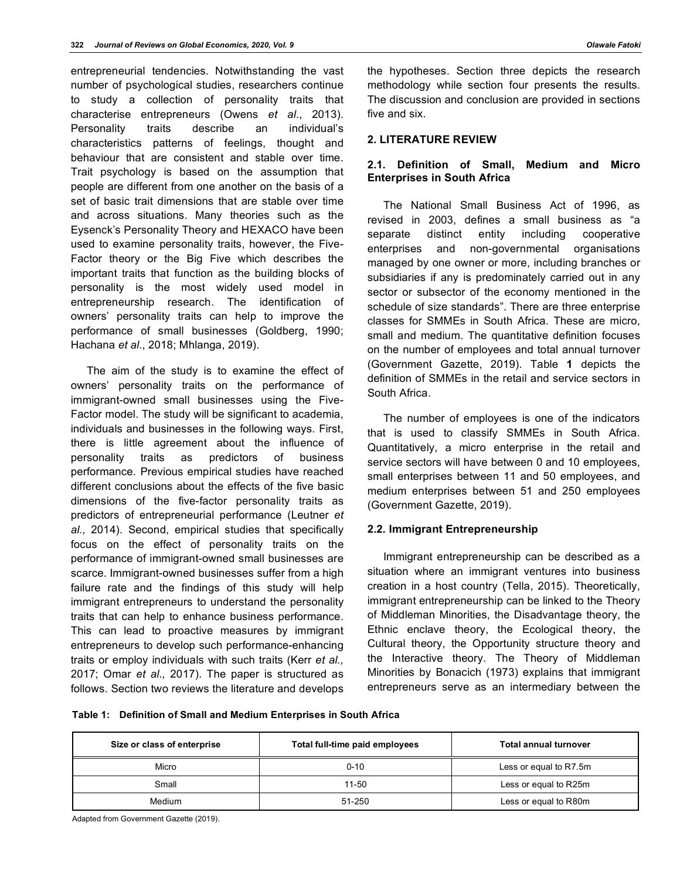entrepreneurial tendencies. Notwithstanding the vast number of psychological studies, researchers continue to study a collection of personality traits that characterise entrepreneurs (Owens *et al*., 2013). Personality traits describe an individual's characteristics patterns of feelings, thought and behaviour that are consistent and stable over time. Trait psychology is based on the assumption that people are different from one another on the basis of a set of basic trait dimensions that are stable over time and across situations. Many theories such as the Eysenck's Personality Theory and HEXACO have been used to examine personality traits, however, the Five-Factor theory or the Big Five which describes the important traits that function as the building blocks of personality is the most widely used model in entrepreneurship research. The identification of owners' personality traits can help to improve the performance of small businesses (Goldberg, 1990; Hachana *et al*., 2018; Mhlanga, 2019).

The aim of the study is to examine the effect of owners' personality traits on the performance of immigrant-owned small businesses using the Five-Factor model. The study will be significant to academia, individuals and businesses in the following ways. First, there is little agreement about the influence of personality traits as predictors of business performance. Previous empirical studies have reached different conclusions about the effects of the five basic dimensions of the five-factor personality traits as predictors of entrepreneurial performance (Leutner *et al.,* 2014). Second, empirical studies that specifically focus on the effect of personality traits on the performance of immigrant-owned small businesses are scarce. Immigrant-owned businesses suffer from a high failure rate and the findings of this study will help immigrant entrepreneurs to understand the personality traits that can help to enhance business performance. This can lead to proactive measures by immigrant entrepreneurs to develop such performance-enhancing traits or employ individuals with such traits (Kerr *et al.,* 2017; Omar *et al.,* 2017). The paper is structured as follows. Section two reviews the literature and develops the hypotheses. Section three depicts the research methodology while section four presents the results. The discussion and conclusion are provided in sections five and six.

## 2. LITERATURE REVIEW

### 2.1. Definition of Small, Medium and Micro Enterprises in South Africa

The National Small Business Act of 1996, as revised in 2003, defines a small business as "a separate distinct entity including cooperative enterprises and non-governmental organisations managed by one owner or more, including branches or subsidiaries if any is predominately carried out in any sector or subsector of the economy mentioned in the schedule of size standards". There are three enterprise classes for SMMEs in South Africa. These are micro, small and medium. The quantitative definition focuses on the number of employees and total annual turnover (Government Gazette, 2019). Table **1** depicts the definition of SMMEs in the retail and service sectors in South Africa.

The number of employees is one of the indicators that is used to classify SMMEs in South Africa. Quantitatively, a micro enterprise in the retail and service sectors will have between 0 and 10 employees, small enterprises between 11 and 50 employees, and medium enterprises between 51 and 250 employees (Government Gazette, 2019).

### 2.2. Immigrant Entrepreneurship

Immigrant entrepreneurship can be described as a situation where an immigrant ventures into business creation in a host country (Tella, 2015). Theoretically, immigrant entrepreneurship can be linked to the Theory of Middleman Minorities, the Disadvantage theory, the Ethnic enclave theory, the Ecological theory, the Cultural theory, the Opportunity structure theory and the Interactive theory. The Theory of Middleman Minorities by Bonacich (1973) explains that immigrant entrepreneurs serve as an intermediary between the

**Table 1: Definition of Small and Medium Enterprises in South Africa**

| Size or class of enterprise | Total full-time paid employees | Total annual turnover |
|---|---|---|
| Micro | 0-10 | Less or equal to R7.5m |
| Small | 11-50 | Less or equal to R25m |
| Medium | 51-250 | Less or equal to R80m |

Adapted from Government Gazette (2019).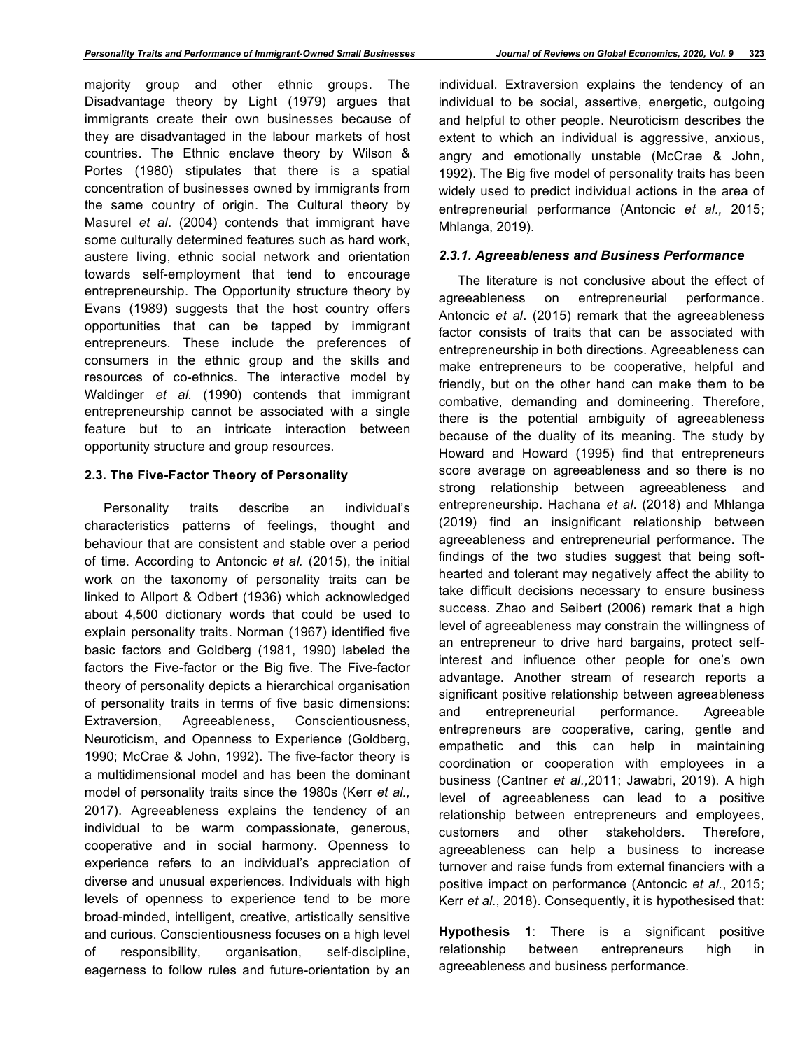majority group and other ethnic groups. The Disadvantage theory by Light (1979) argues that immigrants create their own businesses because of they are disadvantaged in the labour markets of host countries. The Ethnic enclave theory by Wilson & Portes (1980) stipulates that there is a spatial concentration of businesses owned by immigrants from the same country of origin. The Cultural theory by Masurel *et al*. (2004) contends that immigrant have some culturally determined features such as hard work, austere living, ethnic social network and orientation towards self-employment that tend to encourage entrepreneurship. The Opportunity structure theory by Evans (1989) suggests that the host country offers opportunities that can be tapped by immigrant entrepreneurs. These include the preferences of consumers in the ethnic group and the skills and resources of co-ethnics. The interactive model by Waldinger *et al.* (1990) contends that immigrant entrepreneurship cannot be associated with a single feature but to an intricate interaction between opportunity structure and group resources.

### 2.3. The Five-Factor Theory of Personality

Personality traits describe an individual's characteristics patterns of feelings, thought and behaviour that are consistent and stable over a period of time. According to Antoncic *et al.* (2015), the initial work on the taxonomy of personality traits can be linked to Allport & Odbert (1936) which acknowledged about 4,500 dictionary words that could be used to explain personality traits. Norman (1967) identified five basic factors and Goldberg (1981, 1990) labeled the factors the Five-factor or the Big five. The Five-factor theory of personality depicts a hierarchical organisation of personality traits in terms of five basic dimensions: Extraversion, Agreeableness, Conscientiousness, Neuroticism, and Openness to Experience (Goldberg, 1990; McCrae & John, 1992). The five-factor theory is a multidimensional model and has been the dominant model of personality traits since the 1980s (Kerr *et al.,* 2017). Agreeableness explains the tendency of an individual to be warm compassionate, generous, cooperative and in social harmony. Openness to experience refers to an individual's appreciation of diverse and unusual experiences. Individuals with high levels of openness to experience tend to be more broad-minded, intelligent, creative, artistically sensitive and curious. Conscientiousness focuses on a high level of responsibility, organisation, self-discipline, eagerness to follow rules and future-orientation by an individual. Extraversion explains the tendency of an individual to be social, assertive, energetic, outgoing and helpful to other people. Neuroticism describes the extent to which an individual is aggressive, anxious, angry and emotionally unstable (McCrae & John, 1992). The Big five model of personality traits has been widely used to predict individual actions in the area of entrepreneurial performance (Antoncic *et al.,* 2015; Mhlanga, 2019).

#### *2.3.1. Agreeableness and Business Performance*

The literature is not conclusive about the effect of agreeableness on entrepreneurial performance. Antoncic *et al*. (2015) remark that the agreeableness factor consists of traits that can be associated with entrepreneurship in both directions. Agreeableness can make entrepreneurs to be cooperative, helpful and friendly, but on the other hand can make them to be combative, demanding and domineering. Therefore, there is the potential ambiguity of agreeableness because of the duality of its meaning. The study by Howard and Howard (1995) find that entrepreneurs score average on agreeableness and so there is no strong relationship between agreeableness and entrepreneurship. Hachana *et al*. (2018) and Mhlanga (2019) find an insignificant relationship between agreeableness and entrepreneurial performance. The findings of the two studies suggest that being soft-hearted and tolerant may negatively affect the ability to take difficult decisions necessary to ensure business success. Zhao and Seibert (2006) remark that a high level of agreeableness may constrain the willingness of an entrepreneur to drive hard bargains, protect self-interest and influence other people for one's own advantage. Another stream of research reports a significant positive relationship between agreeableness and entrepreneurial performance. Agreeable entrepreneurs are cooperative, caring, gentle and empathetic and this can help in maintaining coordination or cooperation with employees in a business (Cantner *et al.,*2011; Jawabri, 2019). A high level of agreeableness can lead to a positive relationship between entrepreneurs and employees, customers and other stakeholders. Therefore, agreeableness can help a business to increase turnover and raise funds from external financiers with a positive impact on performance (Antoncic *et al.*, 2015; Kerr *et al*., 2018). Consequently, it is hypothesised that:

**Hypothesis 1**: There is a significant positive relationship between entrepreneurs high in agreeableness and business performance.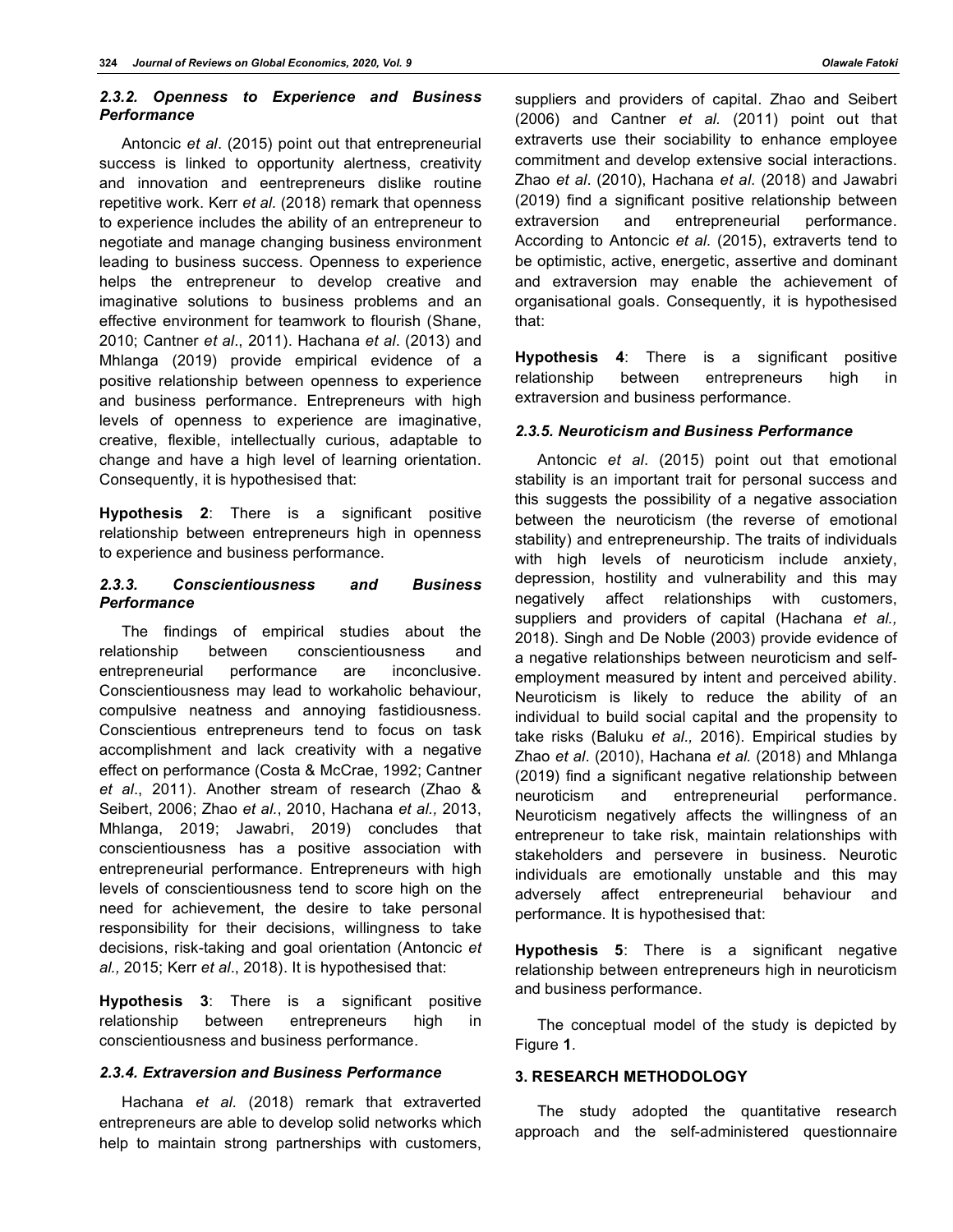#### *2.3.2. Openness to Experience and Business Performance*

Antoncic *et al*. (2015) point out that entrepreneurial success is linked to opportunity alertness, creativity and innovation and eentrepreneurs dislike routine repetitive work. Kerr *et al.* (2018) remark that openness to experience includes the ability of an entrepreneur to negotiate and manage changing business environment leading to business success. Openness to experience helps the entrepreneur to develop creative and imaginative solutions to business problems and an effective environment for teamwork to flourish (Shane, 2010; Cantner *et al*., 2011). Hachana *et al*. (2013) and Mhlanga (2019) provide empirical evidence of a positive relationship between openness to experience and business performance. Entrepreneurs with high levels of openness to experience are imaginative, creative, flexible, intellectually curious, adaptable to change and have a high level of learning orientation. Consequently, it is hypothesised that:

**Hypothesis 2**: There is a significant positive relationship between entrepreneurs high in openness to experience and business performance.

#### *2.3.3. Conscientiousness and Business Performance*

The findings of empirical studies about the relationship between conscientiousness and entrepreneurial performance are inconclusive. Conscientiousness may lead to workaholic behaviour, compulsive neatness and annoying fastidiousness. Conscientious entrepreneurs tend to focus on task accomplishment and lack creativity with a negative effect on performance (Costa & McCrae, 1992; Cantner *et al*., 2011). Another stream of research (Zhao & Seibert, 2006; Zhao *et al.*, 2010, Hachana *et al.,* 2013, Mhlanga, 2019; Jawabri, 2019) concludes that conscientiousness has a positive association with entrepreneurial performance. Entrepreneurs with high levels of conscientiousness tend to score high on the need for achievement, the desire to take personal responsibility for their decisions, willingness to take decisions, risk-taking and goal orientation (Antoncic *et al.,* 2015; Kerr *et al*., 2018). It is hypothesised that:

**Hypothesis 3**: There is a significant positive relationship between entrepreneurs high in conscientiousness and business performance.

#### *2.3.4. Extraversion and Business Performance*

Hachana *et al.* (2018) remark that extraverted entrepreneurs are able to develop solid networks which help to maintain strong partnerships with customers, suppliers and providers of capital. Zhao and Seibert (2006) and Cantner *et al.* (2011) point out that extraverts use their sociability to enhance employee commitment and develop extensive social interactions. Zhao *et al*. (2010), Hachana *et al*. (2018) and Jawabri (2019) find a significant positive relationship between extraversion and entrepreneurial performance. According to Antoncic *et al.* (2015), extraverts tend to be optimistic, active, energetic, assertive and dominant and extraversion may enable the achievement of organisational goals. Consequently, it is hypothesised that:

**Hypothesis 4**: There is a significant positive relationship between entrepreneurs high in extraversion and business performance.

#### *2.3.5. Neuroticism and Business Performance*

Antoncic *et al*. (2015) point out that emotional stability is an important trait for personal success and this suggests the possibility of a negative association between the neuroticism (the reverse of emotional stability) and entrepreneurship. The traits of individuals with high levels of neuroticism include anxiety, depression, hostility and vulnerability and this may negatively affect relationships with customers, suppliers and providers of capital (Hachana *et al.,* 2018). Singh and De Noble (2003) provide evidence of a negative relationships between neuroticism and self-employment measured by intent and perceived ability. Neuroticism is likely to reduce the ability of an individual to build social capital and the propensity to take risks (Baluku *et al.,* 2016). Empirical studies by Zhao *et al*. (2010), Hachana *et al.* (2018) and Mhlanga (2019) find a significant negative relationship between neuroticism and entrepreneurial performance. Neuroticism negatively affects the willingness of an entrepreneur to take risk, maintain relationships with stakeholders and persevere in business. Neurotic individuals are emotionally unstable and this may adversely affect entrepreneurial behaviour and performance. It is hypothesised that:

**Hypothesis 5**: There is a significant negative relationship between entrepreneurs high in neuroticism and business performance.

The conceptual model of the study is depicted by Figure **1**.

## 3. RESEARCH METHODOLOGY

The study adopted the quantitative research approach and the self-administered questionnaire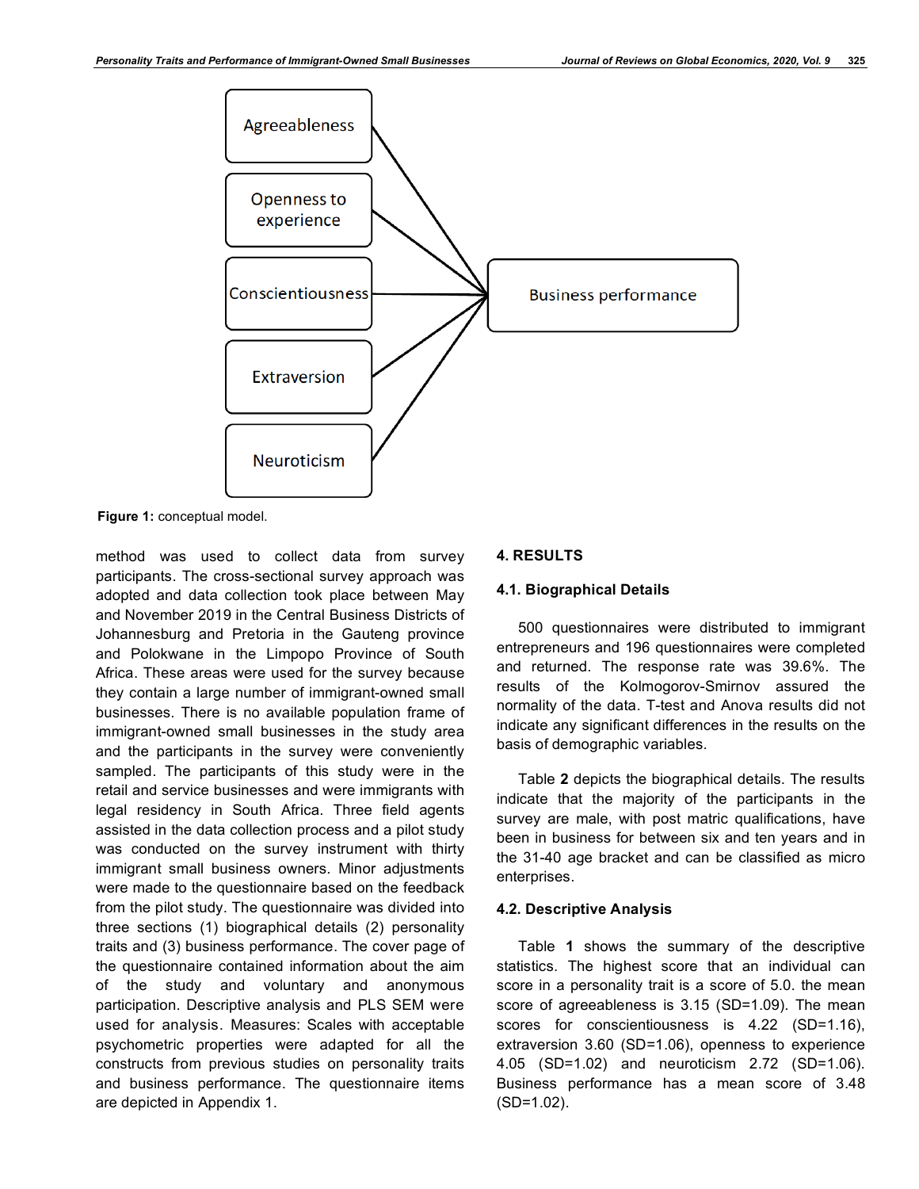Figure 1: conceptual model.

method was used to collect data from survey participants. The cross-sectional survey approach was adopted and data collection took place between May and November 2019 in the Central Business Districts of Johannesburg and Pretoria in the Gauteng province and Polokwane in the Limpopo Province of South Africa. These areas were used for the survey because they contain a large number of immigrant-owned small businesses. There is no available population frame of immigrant-owned small businesses in the study area and the participants in the survey were conveniently sampled. The participants of this study were in the retail and service businesses and were immigrants with legal residency in South Africa. Three field agents assisted in the data collection process and a pilot study was conducted on the survey instrument with thirty immigrant small business owners. Minor adjustments were made to the questionnaire based on the feedback from the pilot study. The questionnaire was divided into three sections (1) biographical details (2) personality traits and (3) business performance. The cover page of the questionnaire contained information about the aim of the study and voluntary and anonymous participation. Descriptive analysis and PLS SEM were used for analysis. Measures: Scales with acceptable psychometric properties were adapted for all the constructs from previous studies on personality traits and business performance. The questionnaire items are depicted in Appendix 1.

## 4. RESULTS

### 4.1. Biographical Details

500 questionnaires were distributed to immigrant entrepreneurs and 196 questionnaires were completed and returned. The response rate was 39.6%. The results of the Kolmogorov-Smirnov assured the normality of the data. T-test and Anova results did not indicate any significant differences in the results on the basis of demographic variables.

Table **2** depicts the biographical details. The results indicate that the majority of the participants in the survey are male, with post matric qualifications, have been in business for between six and ten years and in the 31-40 age bracket and can be classified as micro enterprises.

### 4.2. Descriptive Analysis

Table **1** shows the summary of the descriptive statistics. The highest score that an individual can score in a personality trait is a score of 5.0. the mean score of agreeableness is 3.15 (SD=1.09). The mean scores for conscientiousness is 4.22 (SD=1.16), extraversion 3.60 (SD=1.06), openness to experience 4.05 (SD=1.02) and neuroticism 2.72 (SD=1.06). Business performance has a mean score of 3.48 (SD=1.02).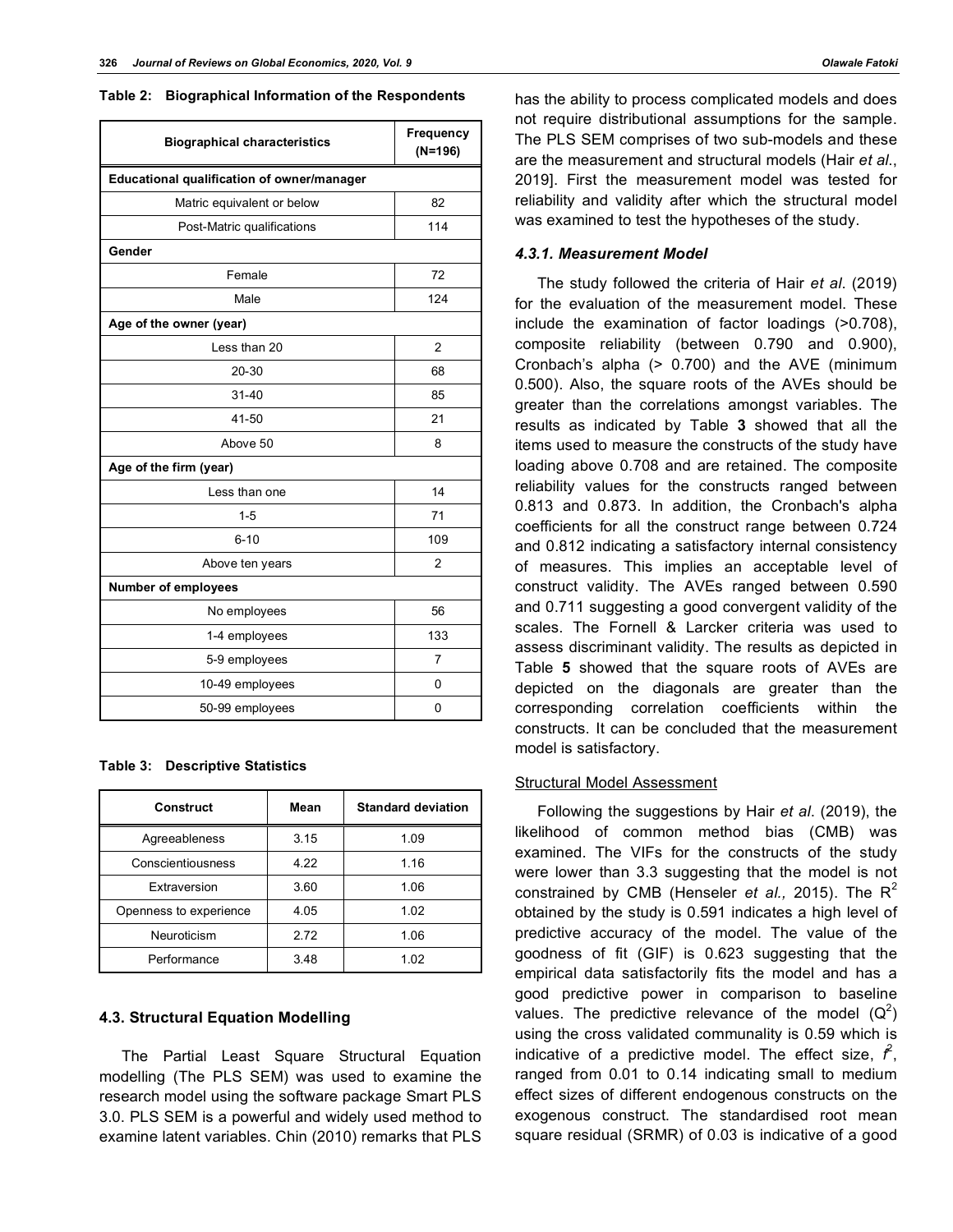**Table 2: Biographical Information of the Respondents**

| Biographical characteristics | Frequency (N=196) |
|---|---|
| **Educational qualification of owner/manager** | |
| Matric equivalent or below | 82 |
| Post-Matric qualifications | 114 |
| **Gender** | |
| Female | 72 |
| Male | 124 |
| **Age of the owner (year)** | |
| Less than 20 | 2 |
| 20-30 | 68 |
| 31-40 | 85 |
| 41-50 | 21 |
| Above 50 | 8 |
| **Age of the firm (year)** | |
| Less than one | 14 |
| 1-5 | 71 |
| 6-10 | 109 |
| Above ten years | 2 |
| **Number of employees** | |
| No employees | 56 |
| 1-4 employees | 133 |
| 5-9 employees | 7 |
| 10-49 employees | 0 |
| 50-99 employees | 0 |

**Table 3: Descriptive Statistics**

| Construct | Mean | Standard deviation |
|---|---|---|
| Agreeableness | 3.15 | 1.09 |
| Conscientiousness | 4.22 | 1.16 |
| Extraversion | 3.60 | 1.06 |
| Openness to experience | 4.05 | 1.02 |
| Neuroticism | 2.72 | 1.06 |
| Performance | 3.48 | 1.02 |

### 4.3. Structural Equation Modelling

The Partial Least Square Structural Equation modelling (The PLS SEM) was used to examine the research model using the software package Smart PLS 3.0. PLS SEM is a powerful and widely used method to examine latent variables. Chin (2010) remarks that PLS has the ability to process complicated models and does not require distributional assumptions for the sample. The PLS SEM comprises of two sub-models and these are the measurement and structural models (Hair *et al.*, 2019]. First the measurement model was tested for reliability and validity after which the structural model was examined to test the hypotheses of the study.

#### *4.3.1. Measurement Model*

The study followed the criteria of Hair *et al*. (2019) for the evaluation of the measurement model. These include the examination of factor loadings (>0.708), composite reliability (between 0.790 and 0.900), Cronbach's alpha (> 0.700) and the AVE (minimum 0.500). Also, the square roots of the AVEs should be greater than the correlations amongst variables. The results as indicated by Table **3** showed that all the items used to measure the constructs of the study have loading above 0.708 and are retained. The composite reliability values for the constructs ranged between 0.813 and 0.873. In addition, the Cronbach's alpha coefficients for all the construct range between 0.724 and 0.812 indicating a satisfactory internal consistency of measures. This implies an acceptable level of construct validity. The AVEs ranged between 0.590 and 0.711 suggesting a good convergent validity of the scales. The Fornell & Larcker criteria was used to assess discriminant validity. The results as depicted in Table **5** showed that the square roots of AVEs are depicted on the diagonals are greater than the corresponding correlation coefficients within the constructs. It can be concluded that the measurement model is satisfactory.

Structural Model Assessment

Following the suggestions by Hair *et al*. (2019), the likelihood of common method bias (CMB) was examined. The VIFs for the constructs of the study were lower than 3.3 suggesting that the model is not constrained by CMB (Henseler *et al.,* 2015). The $R^2$ obtained by the study is 0.591 indicates a high level of predictive accuracy of the model. The value of the goodness of fit (GIF) is 0.623 suggesting that the empirical data satisfactorily fits the model and has a good predictive power in comparison to baseline values. The predictive relevance of the model ($Q^2$) using the cross validated communality is 0.59 which is indicative of a predictive model. The effect size, $f^2$, ranged from 0.01 to 0.14 indicating small to medium effect sizes of different endogenous constructs on the exogenous construct. The standardised root mean square residual (SRMR) of 0.03 is indicative of a good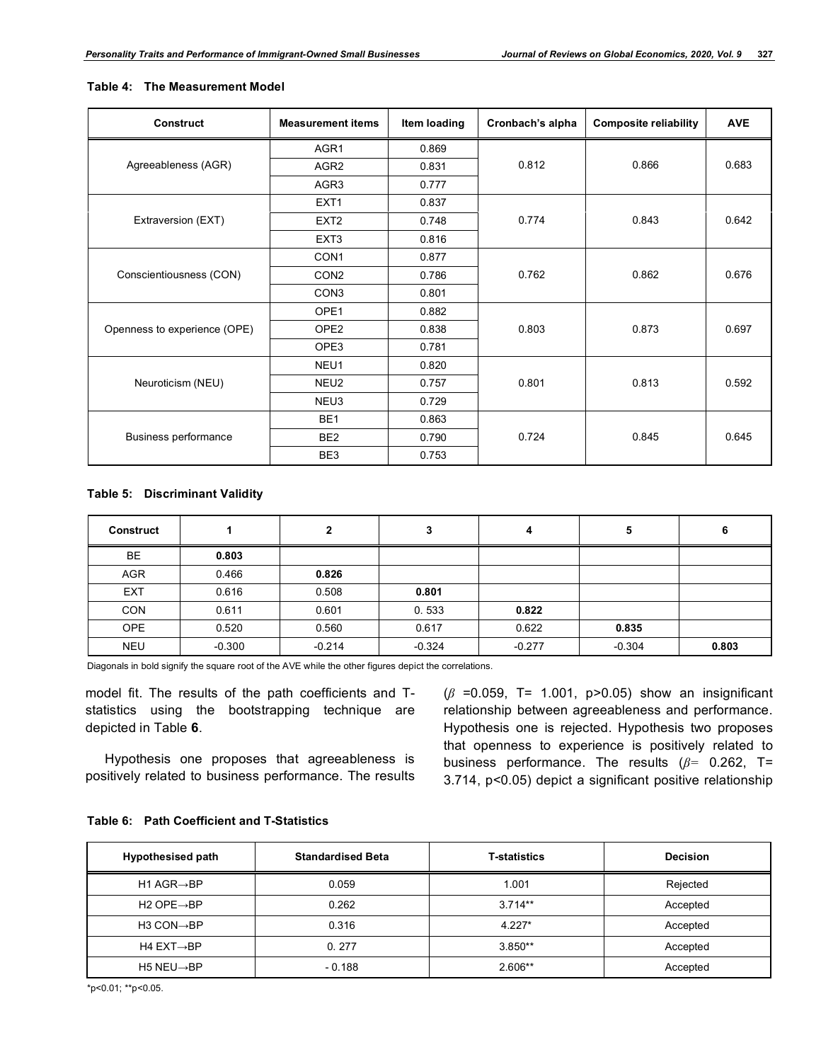**Table 4: The Measurement Model**

| Construct | Measurement items | Item loading | Cronbach's alpha | Composite reliability | AVE |
|---|---|---|---|---|---|
| Agreeableness (AGR) | AGR1 | 0.869 | 0.812 | 0.866 | 0.683 |
| | AGR2 | 0.831 | | | |
| | AGR3 | 0.777 | | | |
| Extraversion (EXT) | EXT1 | 0.837 | 0.774 | 0.843 | 0.642 |
| | EXT2 | 0.748 | | | |
| | EXT3 | 0.816 | | | |
| Conscientiousness (CON) | CON1 | 0.877 | 0.762 | 0.862 | 0.676 |
| | CON2 | 0.786 | | | |
| | CON3 | 0.801 | | | |
| Openness to experience (OPE) | OPE1 | 0.882 | 0.803 | 0.873 | 0.697 |
| | OPE2 | 0.838 | | | |
| | OPE3 | 0.781 | | | |
| Neuroticism (NEU) | NEU1 | 0.820 | 0.801 | 0.813 | 0.592 |
| | NEU2 | 0.757 | | | |
| | NEU3 | 0.729 | | | |
| Business performance | BE1 | 0.863 | 0.724 | 0.845 | 0.645 |
| | BE2 | 0.790 | | | |
| | BE3 | 0.753 | | | |

**Table 5: Discriminant Validity**

| Construct | 1 | 2 | 3 | 4 | 5 | 6 |
|---|---|---|---|---|---|---|
| BE | **0.803** | | | | | |
| AGR | 0.466 | **0.826** | | | | |
| EXT | 0.616 | 0.508 | **0.801** | | | |
| CON | 0.611 | 0.601 | 0. 533 | **0.822** | | |
| OPE | 0.520 | 0.560 | 0.617 | 0.622 | **0.835** | |
| NEU | -0.300 | -0.214 | -0.324 | -0.277 | -0.304 | **0.803** |

Diagonals in bold signify the square root of the AVE while the other figures depict the correlations.

model fit. The results of the path coefficients and T-statistics using the bootstrapping technique are depicted in Table **6**.

Hypothesis one proposes that agreeableness is positively related to business performance. The results ($\beta$ =0.059, T= 1.001, p>0.05) show an insignificant relationship between agreeableness and performance. Hypothesis one is rejected. Hypothesis two proposes that openness to experience is positively related to business performance. The results ($\beta$= 0.262, T= 3.714, p<0.05) depict a significant positive relationship

**Table 6: Path Coefficient and T-Statistics**

| Hypothesised path | Standardised Beta | T-statistics | Decision |
|---|---|---|---|
| H1 AGR→BP | 0.059 | 1.001 | Rejected |
| H2 OPE→BP | 0.262 | 3.714** | Accepted |
| H3 CON→BP | 0.316 | 4.227* | Accepted |
| H4 EXT→BP | 0. 277 | 3.850** | Accepted |
| H5 NEU→BP | - 0.188 | 2.606** | Accepted |

*p<0.01; **p<0.05.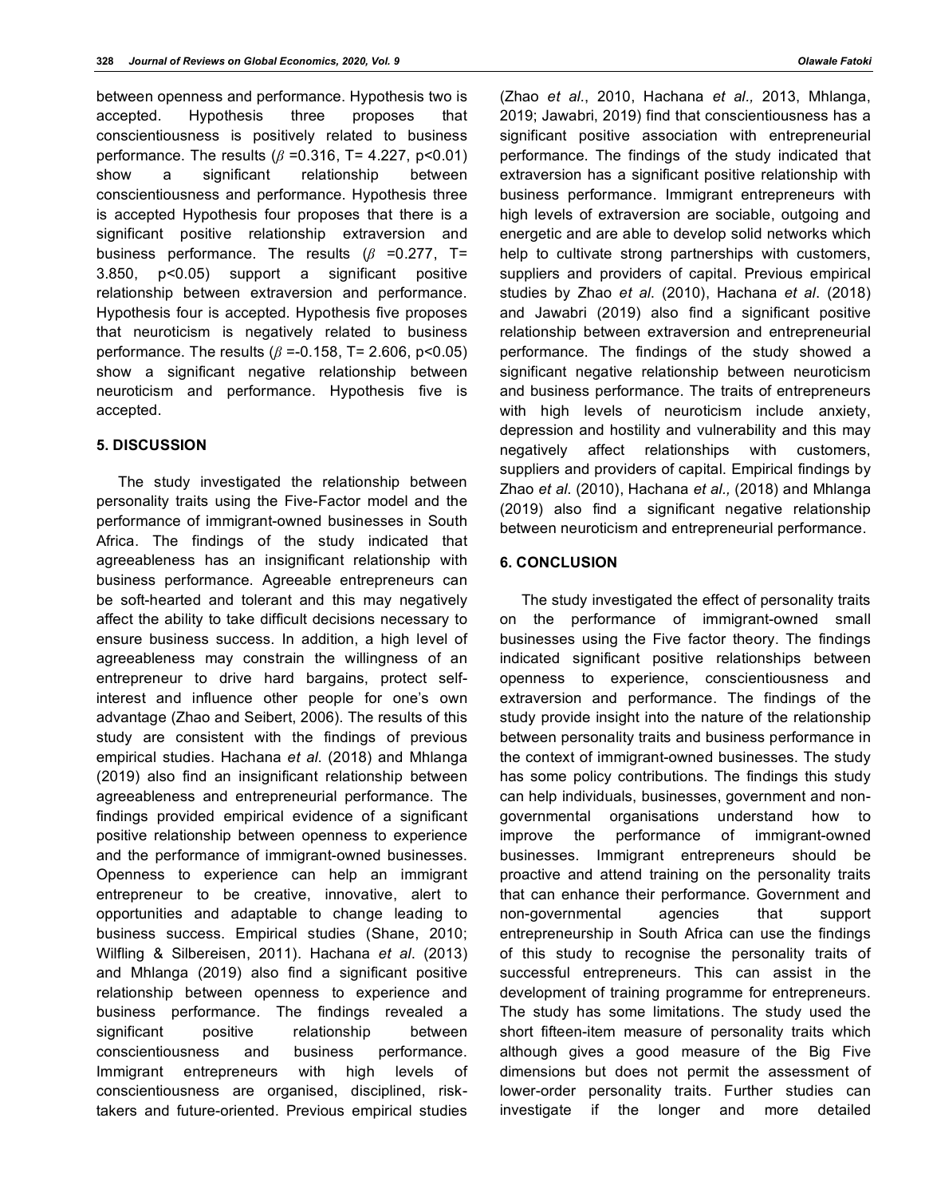between openness and performance. Hypothesis two is accepted. Hypothesis three proposes that conscientiousness is positively related to business performance. The results ($\beta$ =0.316, T= 4.227, $p<0.01$) show a significant relationship between conscientiousness and performance. Hypothesis three is accepted Hypothesis four proposes that there is a significant positive relationship extraversion and business performance. The results ($\beta$ =0.277, T= 3.850, $p<0.05$) support a significant positive relationship between extraversion and performance. Hypothesis four is accepted. Hypothesis five proposes that neuroticism is negatively related to business performance. The results ($\beta$ =-0.158, T= 2.606, $p<0.05$) show a significant negative relationship between neuroticism and performance. Hypothesis five is accepted.

## 5. DISCUSSION

The study investigated the relationship between personality traits using the Five-Factor model and the performance of immigrant-owned businesses in South Africa. The findings of the study indicated that agreeableness has an insignificant relationship with business performance. Agreeable entrepreneurs can be soft-hearted and tolerant and this may negatively affect the ability to take difficult decisions necessary to ensure business success. In addition, a high level of agreeableness may constrain the willingness of an entrepreneur to drive hard bargains, protect self-interest and influence other people for one's own advantage (Zhao and Seibert, 2006). The results of this study are consistent with the findings of previous empirical studies. Hachana *et al*. (2018) and Mhlanga (2019) also find an insignificant relationship between agreeableness and entrepreneurial performance. The findings provided empirical evidence of a significant positive relationship between openness to experience and the performance of immigrant-owned businesses. Openness to experience can help an immigrant entrepreneur to be creative, innovative, alert to opportunities and adaptable to change leading to business success. Empirical studies (Shane, 2010; Wilfling & Silbereisen, 2011). Hachana *et al*. (2013) and Mhlanga (2019) also find a significant positive relationship between openness to experience and business performance. The findings revealed a significant positive relationship between conscientiousness and business performance. Immigrant entrepreneurs with high levels of conscientiousness are organised, disciplined, risk-takers and future-oriented. Previous empirical studies (Zhao *et al*., 2010, Hachana *et al.,* 2013, Mhlanga, 2019; Jawabri, 2019) find that conscientiousness has a significant positive association with entrepreneurial performance. The findings of the study indicated that extraversion has a significant positive relationship with business performance. Immigrant entrepreneurs with high levels of extraversion are sociable, outgoing and energetic and are able to develop solid networks which help to cultivate strong partnerships with customers, suppliers and providers of capital. Previous empirical studies by Zhao *et al*. (2010), Hachana *et al*. (2018) and Jawabri (2019) also find a significant positive relationship between extraversion and entrepreneurial performance. The findings of the study showed a significant negative relationship between neuroticism and business performance. The traits of entrepreneurs with high levels of neuroticism include anxiety, depression and hostility and vulnerability and this may negatively affect relationships with customers, suppliers and providers of capital. Empirical findings by Zhao *et al*. (2010), Hachana *et al.,* (2018) and Mhlanga (2019) also find a significant negative relationship between neuroticism and entrepreneurial performance.

## 6. CONCLUSION

The study investigated the effect of personality traits on the performance of immigrant-owned small businesses using the Five factor theory. The findings indicated significant positive relationships between openness to experience, conscientiousness and extraversion and performance. The findings of the study provide insight into the nature of the relationship between personality traits and business performance in the context of immigrant-owned businesses. The study has some policy contributions. The findings this study can help individuals, businesses, government and non-governmental organisations understand how to improve the performance of immigrant-owned businesses. Immigrant entrepreneurs should be proactive and attend training on the personality traits that can enhance their performance. Government and non-governmental agencies that support entrepreneurship in South Africa can use the findings of this study to recognise the personality traits of successful entrepreneurs. This can assist in the development of training programme for entrepreneurs. The study has some limitations. The study used the short fifteen-item measure of personality traits which although gives a good measure of the Big Five dimensions but does not permit the assessment of lower-order personality traits. Further studies can investigate if the longer and more detailed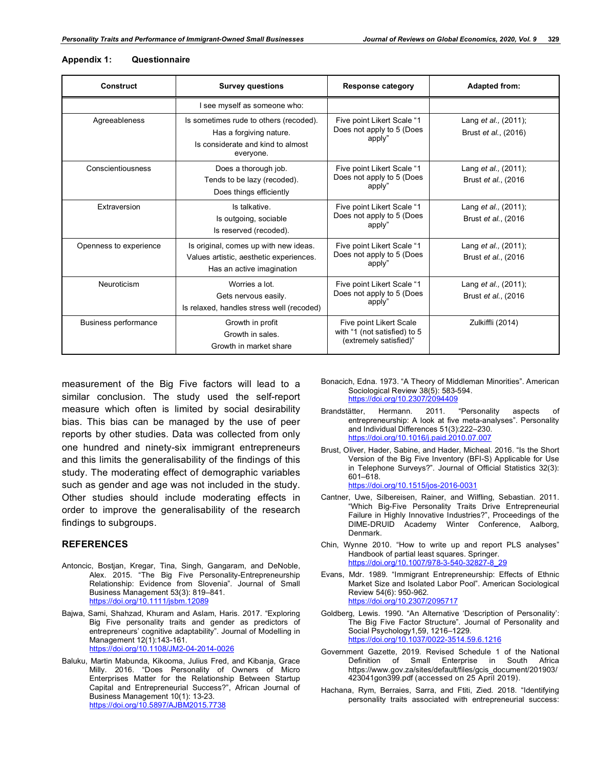**Appendix 1: Questionnaire**

| Construct | Survey questions | Response category | Adapted from: |
|---|---|---|---|
| | I see myself as someone who: | | |
| Agreeableness | Is sometimes rude to others (recoded).<br>Has a forgiving nature.<br>Is considerate and kind to almost everyone. | Five point Likert Scale "1 Does not apply to 5 (Does apply" | Lang *et al.,* (2011);<br>Brust *et al.*, (2016) |
| Conscientiousness | Does a thorough job.<br>Tends to be lazy (recoded).<br>Does things efficiently | Five point Likert Scale "1 Does not apply to 5 (Does apply" | Lang *et al.,* (2011);<br>Brust *et al.*, (2016 |
| Extraversion | Is talkative.<br>Is outgoing, sociable<br>Is reserved (recoded). | Five point Likert Scale "1 Does not apply to 5 (Does apply" | Lang *et al.,* (2011);<br>Brust *et al.*, (2016 |
| Openness to experience | Is original, comes up with new ideas.<br>Values artistic, aesthetic experiences.<br>Has an active imagination | Five point Likert Scale "1 Does not apply to 5 (Does apply" | Lang *et al.,* (2011);<br>Brust *et al.*, (2016 |
| Neuroticism | Worries a lot.<br>Gets nervous easily.<br>Is relaxed, handles stress well (recoded) | Five point Likert Scale "1 Does not apply to 5 (Does apply" | Lang *et al.,* (2011);<br>Brust *et al.*, (2016 |
| Business performance | Growth in profit<br>Growth in sales.<br>Growth in market share | Five point Likert Scale with "1 (not satisfied) to 5 (extremely satisfied)" | Zulkiffli (2014) |

measurement of the Big Five factors will lead to a similar conclusion. The study used the self-report measure which often is limited by social desirability bias. This bias can be managed by the use of peer reports by other studies. Data was collected from only one hundred and ninety-six immigrant entrepreneurs and this limits the generalisability of the findings of this study. The moderating effect of demographic variables such as gender and age was not included in the study. Other studies should include moderating effects in order to improve the generalisability of the research findings to subgroups.

## REFERENCES

Antoncic, Bostjan, Kregar, Tina, Singh, Gangaram, and DeNoble, Alex. 2015. "The Big Five Personality-Entrepreneurship Relationship: Evidence from Slovenia". Journal of Small Business Management 53(3): 819–841. https://doi.org/10.1111/jsbm.12089

Bajwa, Sami, Shahzad, Khuram and Aslam, Haris. 2017. "Exploring Big Five personality traits and gender as predictors of entrepreneurs' cognitive adaptability". Journal of Modelling in Management 12(1):143-161. https://doi.org/10.1108/JM2-04-2014-0026

Baluku, Martin Mabunda, Kikooma, Julius Fred, and Kibanja, Grace Milly. 2016. "Does Personality of Owners of Micro Enterprises Matter for the Relationship Between Startup Capital and Entrepreneurial Success?", African Journal of Business Management 10(1): 13-23. https://doi.org/10.5897/AJBM2015.7738

Bonacich, Edna. 1973. "A Theory of Middleman Minorities". American Sociological Review 38(5): 583-594. https://doi.org/10.2307/2094409

Brandstätter, Hermann. 2011. "Personality aspects of entrepreneurship: A look at five meta-analyses". Personality and Individual Differences 51(3):222–230. https://doi.org/10.1016/j.paid.2010.07.007

Brust, Oliver, Hader, Sabine, and Hader, Micheal. 2016. "Is the Short Version of the Big Five Inventory (BFI-S) Applicable for Use in Telephone Surveys?". Journal of Official Statistics 32(3): 601–618. https://doi.org/10.1515/jos-2016-0031

Cantner, Uwe, Silbereisen, Rainer, and Wilfling, Sebastian. 2011. "Which Big-Five Personality Traits Drive Entrepreneurial Failure in Highly Innovative Industries?", Proceedings of the DIME-DRUID Academy Winter Conference, Aalborg, Denmark.

Chin, Wynne 2010. "How to write up and report PLS analyses" Handbook of partial least squares. Springer. https://doi.org/10.1007/978-3-540-32827-8_29

Evans, Mdr. 1989. "Immigrant Entrepreneurship: Effects of Ethnic Market Size and Isolated Labor Pool". American Sociological Review 54(6): 950-962. https://doi.org/10.2307/2095717

Goldberg, Lewis. 1990. "An Alternative 'Description of Personality': The Big Five Factor Structure". Journal of Personality and Social Psychology1,59, 1216–1229. https://doi.org/10.1037/0022-3514.59.6.1216

Government Gazette, 2019. Revised Schedule 1 of the National Definition of Small Enterprise in South Africa https://www.gov.za/sites/default/files/gcis_document/201903/423041gon399.pdf (accessed on 25 April 2019).

Hachana, Rym, Berraies, Sarra, and Ftiti, Zied. 2018. "Identifying personality traits associated with entrepreneurial success: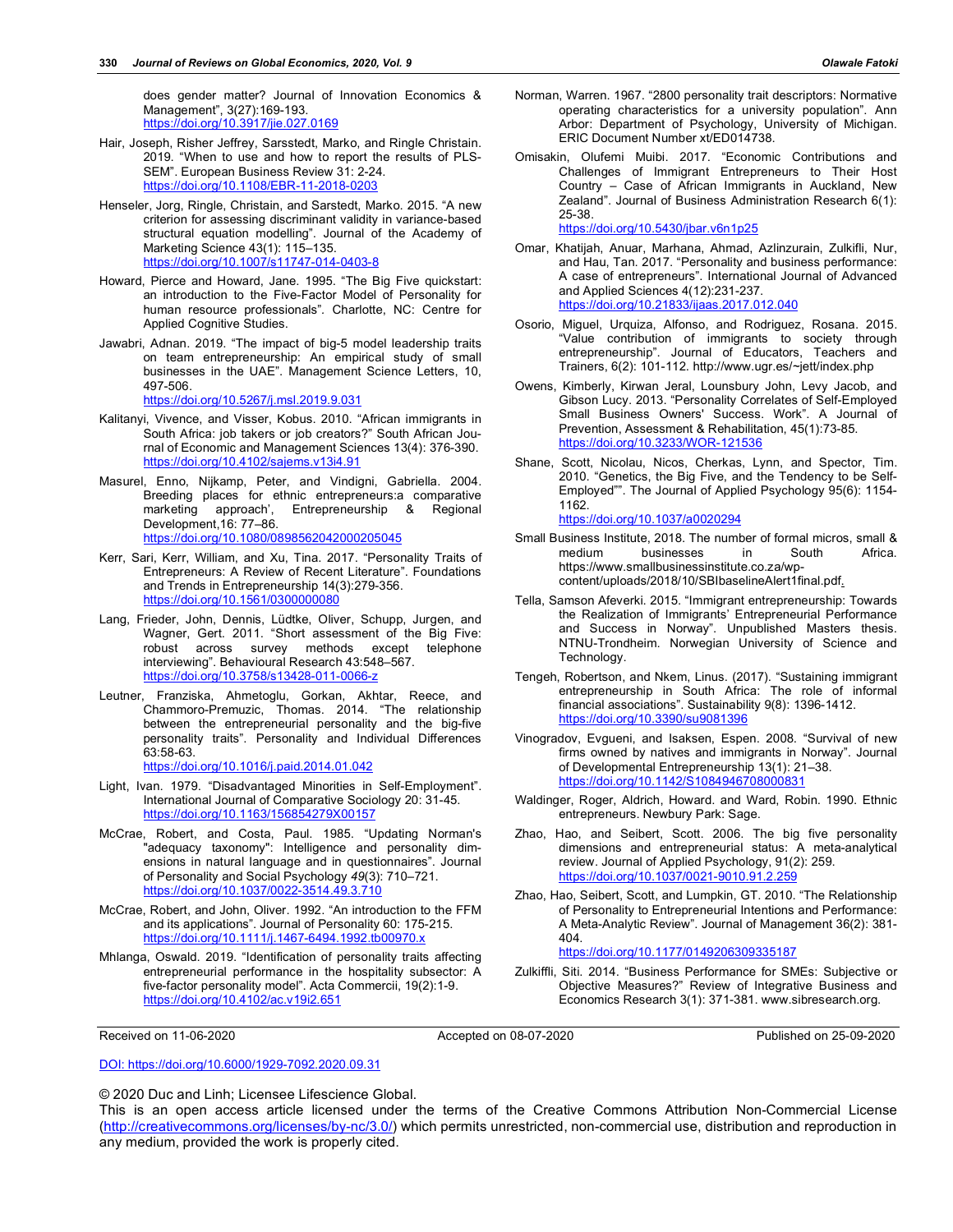does gender matter? Journal of Innovation Economics & Management", 3(27):169-193. https://doi.org/10.3917/jie.027.0169

Hair, Joseph, Risher Jeffrey, Sarsstedt, Marko, and Ringle Christain. 2019. "When to use and how to report the results of PLS-SEM". European Business Review 31: 2-24. https://doi.org/10.1108/EBR-11-2018-0203

Henseler, Jorg, Ringle, Christain, and Sarstedt, Marko. 2015. "A new criterion for assessing discriminant validity in variance-based structural equation modelling". Journal of the Academy of Marketing Science 43(1): 115–135. https://doi.org/10.1007/s11747-014-0403-8

Howard, Pierce and Howard, Jane. 1995. "The Big Five quickstart: an introduction to the Five-Factor Model of Personality for human resource professionals". Charlotte, NC: Centre for Applied Cognitive Studies.

Jawabri, Adnan. 2019. "The impact of big-5 model leadership traits on team entrepreneurship: An empirical study of small businesses in the UAE". Management Science Letters, 10, 497-506. https://doi.org/10.5267/j.msl.2019.9.031

Kalitanyi, Vivence, and Visser, Kobus. 2010. "African immigrants in South Africa: job takers or job creators?" South African Journal of Economic and Management Sciences 13(4): 376-390. https://doi.org/10.4102/sajems.v13i4.91

Masurel, Enno, Nijkamp, Peter, and Vindigni, Gabriella. 2004. Breeding places for ethnic entrepreneurs:a comparative marketing approach', Entrepreneurship & Regional Development,16: 77–86. https://doi.org/10.1080/0898562042000205045

Kerr, Sari, Kerr, William, and Xu, Tina. 2017. "Personality Traits of Entrepreneurs: A Review of Recent Literature". Foundations and Trends in Entrepreneurship 14(3):279-356. https://doi.org/10.1561/0300000080

Lang, Frieder, John, Dennis, Lüdtke, Oliver, Schupp, Jurgen, and Wagner, Gert. 2011. "Short assessment of the Big Five: robust across survey methods except telephone interviewing". Behavioural Research 43:548–567. https://doi.org/10.3758/s13428-011-0066-z

Leutner, Franziska, Ahmetoglu, Gorkan, Akhtar, Reece, and Chammoro-Premuzic, Thomas. 2014. "The relationship between the entrepreneurial personality and the big-five personality traits". Personality and Individual Differences 63:58-63. https://doi.org/10.1016/j.paid.2014.01.042

Light, Ivan. 1979. "Disadvantaged Minorities in Self-Employment". International Journal of Comparative Sociology 20: 31-45. https://doi.org/10.1163/156854279X00157

McCrae, Robert, and Costa, Paul. 1985. "Updating Norman's "adequacy taxonomy": Intelligence and personality dimensions in natural language and in questionnaires". Journal of Personality and Social Psychology *49*(3): 710–721. https://doi.org/10.1037/0022-3514.49.3.710

McCrae, Robert, and John, Oliver. 1992. "An introduction to the FFM and its applications". Journal of Personality 60: 175-215. https://doi.org/10.1111/j.1467-6494.1992.tb00970.x

Mhlanga, Oswald. 2019. "Identification of personality traits affecting entrepreneurial performance in the hospitality subsector: A five-factor personality model". Acta Commercii, 19(2):1-9. https://doi.org/10.4102/ac.v19i2.651

Norman, Warren. 1967. "2800 personality trait descriptors: Normative operating characteristics for a university population". Ann Arbor: Department of Psychology, University of Michigan. ERIC Document Number xt/ED014738.

Omisakin, Olufemi Muibi. 2017. "Economic Contributions and Challenges of Immigrant Entrepreneurs to Their Host Country – Case of African Immigrants in Auckland, New Zealand". Journal of Business Administration Research 6(1): 25-38. https://doi.org/10.5430/jbar.v6n1p25

Omar, Khatijah, Anuar, Marhana, Ahmad, Azlinzurain, Zulkifli, Nur, and Hau, Tan. 2017. "Personality and business performance: A case of entrepreneurs". International Journal of Advanced and Applied Sciences 4(12):231-237. https://doi.org/10.21833/ijaas.2017.012.040

Osorio, Miguel, Urquiza, Alfonso, and Rodriguez, Rosana. 2015. "Value contribution of immigrants to society through entrepreneurship". Journal of Educators, Teachers and Trainers, 6(2): 101-112. http://www.ugr.es/~jett/index.php

Owens, Kimberly, Kirwan Jeral, Lounsbury John, Levy Jacob, and Gibson Lucy. 2013. "Personality Correlates of Self-Employed Small Business Owners' Success. Work". A Journal of Prevention, Assessment & Rehabilitation, 45(1):73-85. https://doi.org/10.3233/WOR-121536

Shane, Scott, Nicolau, Nicos, Cherkas, Lynn, and Spector, Tim. 2010. "Genetics, the Big Five, and the Tendency to be Self-Employed"". The Journal of Applied Psychology 95(6): 1154-1162. https://doi.org/10.1037/a0020294

Small Business Institute, 2018. The number of formal micros, small & medium businesses in South Africa. https://www.smallbusinessinstitute.co.za/wp-content/uploads/2018/10/SBIbaselineAlert1final.pdf.

Tella, Samson Afeverki. 2015. "Immigrant entrepreneurship: Towards the Realization of Immigrants' Entrepreneurial Performance and Success in Norway". Unpublished Masters thesis. NTNU-Trondheim. Norwegian University of Science and Technology.

Tengeh, Robertson, and Nkem, Linus. (2017). "Sustaining immigrant entrepreneurship in South Africa: The role of informal financial associations". Sustainability 9(8): 1396-1412. https://doi.org/10.3390/su9081396

Vinogradov, Evgueni, and Isaksen, Espen. 2008. "Survival of new firms owned by natives and immigrants in Norway". Journal of Developmental Entrepreneurship 13(1): 21–38. https://doi.org/10.1142/S1084946708000831

Waldinger, Roger, Aldrich, Howard. and Ward, Robin. 1990. Ethnic entrepreneurs. Newbury Park: Sage.

Zhao, Hao, and Seibert, Scott. 2006. The big five personality dimensions and entrepreneurial status: A meta-analytical review. Journal of Applied Psychology, 91(2): 259. https://doi.org/10.1037/0021-9010.91.2.259

Zhao, Hao, Seibert, Scott, and Lumpkin, GT. 2010. "The Relationship of Personality to Entrepreneurial Intentions and Performance: A Meta-Analytic Review". Journal of Management 36(2): 381-404. https://doi.org/10.1177/0149206309335187

Zulkiffli, Siti. 2014. "Business Performance for SMEs: Subjective or Objective Measures?" Review of Integrative Business and Economics Research 3(1): 371-381. www.sibresearch.org.

Received on 11-06-2020 Accepted on 08-07-2020 Published on 25-09-2020

DOI: https://doi.org/10.6000/1929-7092.2020.09.31

© 2020 Duc and Linh; Licensee Lifescience Global.

This is an open access article licensed under the terms of the Creative Commons Attribution Non-Commercial License (http://creativecommons.org/licenses/by-nc/3.0/) which permits unrestricted, non-commercial use, distribution and reproduction in any medium, provided the work is properly cited.